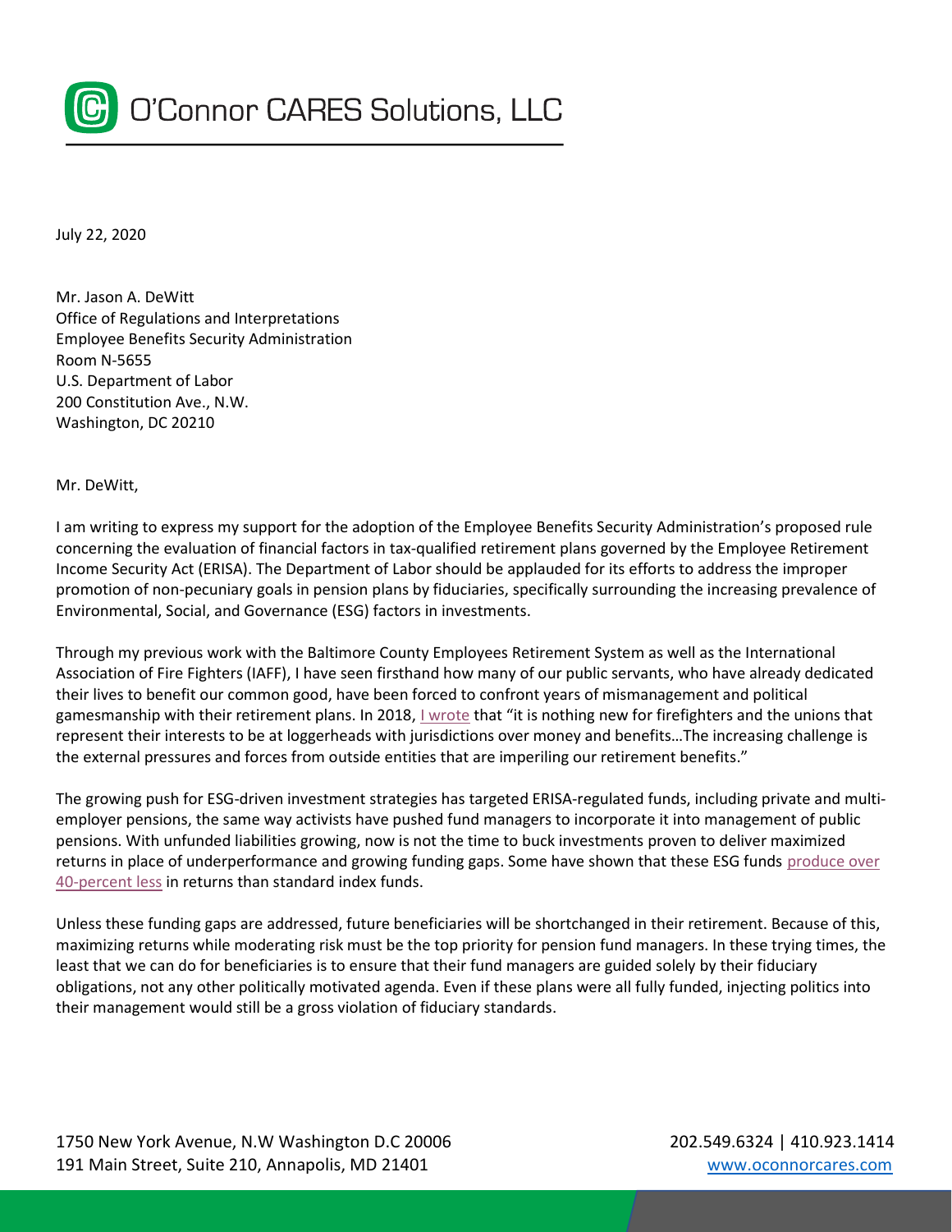# O'Connor CARES Solutions, LLC

July 22, 2020

Mr. Jason A. DeWitt
Office of Regulations and Interpretations
Employee Benefits Security Administration
Room N-5655
U.S. Department of Labor
200 Constitution Ave., N.W.
Washington, DC 20210

Mr. DeWitt,

I am writing to express my support for the adoption of the Employee Benefits Security Administration's proposed rule concerning the evaluation of financial factors in tax-qualified retirement plans governed by the Employee Retirement Income Security Act (ERISA). The Department of Labor should be applauded for its efforts to address the improper promotion of non-pecuniary goals in pension plans by fiduciaries, specifically surrounding the increasing prevalence of Environmental, Social, and Governance (ESG) factors in investments.

Through my previous work with the Baltimore County Employees Retirement System as well as the International Association of Fire Fighters (IAFF), I have seen firsthand how many of our public servants, who have already dedicated their lives to benefit our common good, have been forced to confront years of mismanagement and political gamesmanship with their retirement plans. In 2018, I wrote that "it is nothing new for firefighters and the unions that represent their interests to be at loggerheads with jurisdictions over money and benefits…The increasing challenge is the external pressures and forces from outside entities that are imperiling our retirement benefits."

The growing push for ESG-driven investment strategies has targeted ERISA-regulated funds, including private and multi-employer pensions, the same way activists have pushed fund managers to incorporate it into management of public pensions. With unfunded liabilities growing, now is not the time to buck investments proven to deliver maximized returns in place of underperformance and growing funding gaps. Some have shown that these ESG funds produce over 40-percent less in returns than standard index funds.

Unless these funding gaps are addressed, future beneficiaries will be shortchanged in their retirement. Because of this, maximizing returns while moderating risk must be the top priority for pension fund managers. In these trying times, the least that we can do for beneficiaries is to ensure that their fund managers are guided solely by their fiduciary obligations, not any other politically motivated agenda. Even if these plans were all fully funded, injecting politics into their management would still be a gross violation of fiduciary standards.

1750 New York Avenue, N.W Washington D.C 20006
191 Main Street, Suite 210, Annapolis, MD 21401

202.549.6324 | 410.923.1414
www.oconnorcares.com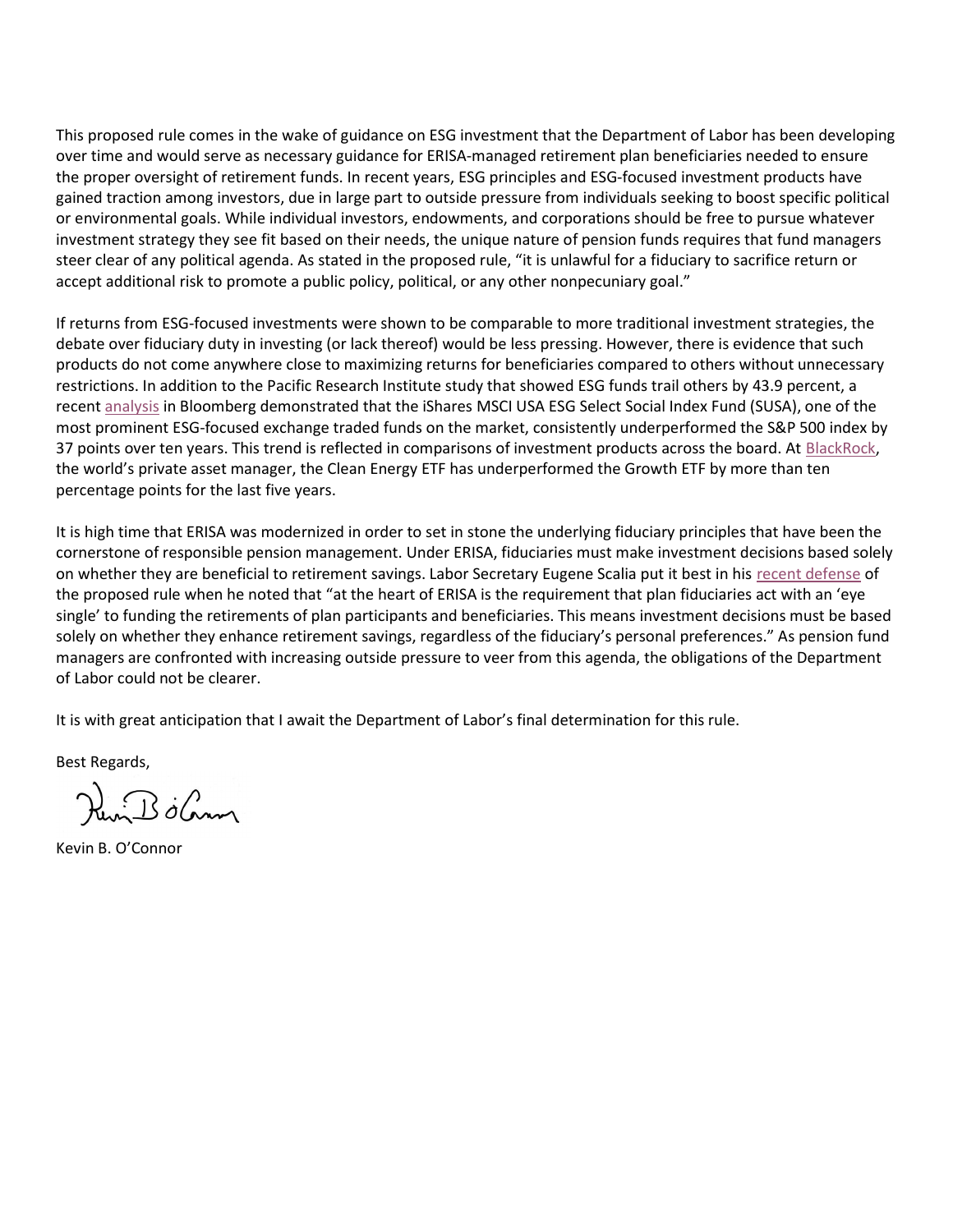This proposed rule comes in the wake of guidance on ESG investment that the Department of Labor has been developing over time and would serve as necessary guidance for ERISA-managed retirement plan beneficiaries needed to ensure the proper oversight of retirement funds. In recent years, ESG principles and ESG-focused investment products have gained traction among investors, due in large part to outside pressure from individuals seeking to boost specific political or environmental goals. While individual investors, endowments, and corporations should be free to pursue whatever investment strategy they see fit based on their needs, the unique nature of pension funds requires that fund managers steer clear of any political agenda. As stated in the proposed rule, "it is unlawful for a fiduciary to sacrifice return or accept additional risk to promote a public policy, political, or any other nonpecuniary goal."

If returns from ESG-focused investments were shown to be comparable to more traditional investment strategies, the debate over fiduciary duty in investing (or lack thereof) would be less pressing. However, there is evidence that such products do not come anywhere close to maximizing returns for beneficiaries compared to others without unnecessary restrictions. In addition to the Pacific Research Institute study that showed ESG funds trail others by 43.9 percent, a recent analysis in Bloomberg demonstrated that the iShares MSCI USA ESG Select Social Index Fund (SUSA), one of the most prominent ESG-focused exchange traded funds on the market, consistently underperformed the S&P 500 index by 37 points over ten years. This trend is reflected in comparisons of investment products across the board. At BlackRock, the world's private asset manager, the Clean Energy ETF has underperformed the Growth ETF by more than ten percentage points for the last five years.

It is high time that ERISA was modernized in order to set in stone the underlying fiduciary principles that have been the cornerstone of responsible pension management. Under ERISA, fiduciaries must make investment decisions based solely on whether they are beneficial to retirement savings. Labor Secretary Eugene Scalia put it best in his recent defense of the proposed rule when he noted that "at the heart of ERISA is the requirement that plan fiduciaries act with an 'eye single' to funding the retirements of plan participants and beneficiaries. This means investment decisions must be based solely on whether they enhance retirement savings, regardless of the fiduciary's personal preferences." As pension fund managers are confronted with increasing outside pressure to veer from this agenda, the obligations of the Department of Labor could not be clearer.

It is with great anticipation that I await the Department of Labor's final determination for this rule.

Best Regards,

Kevin B. O'Connor